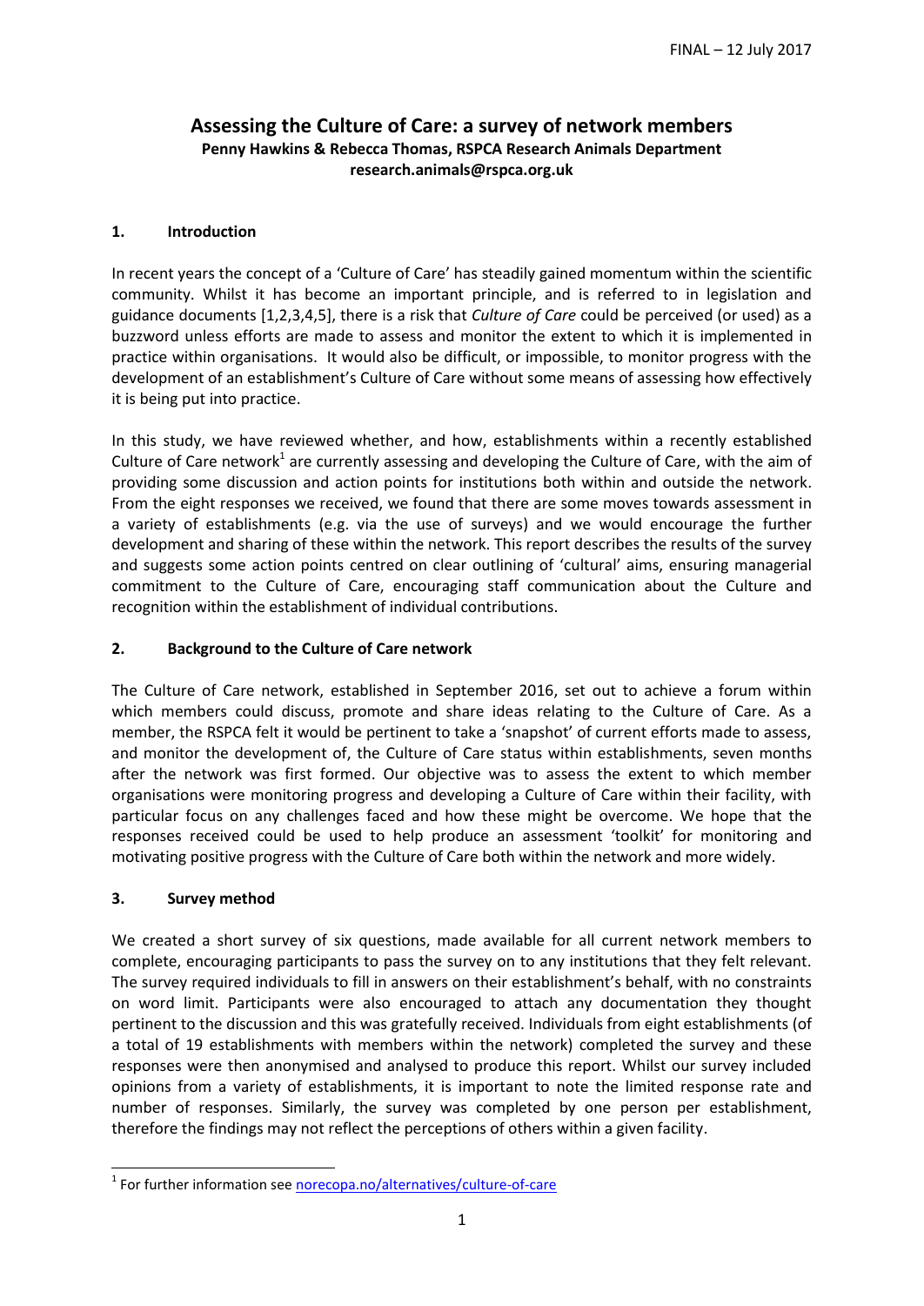FINAL – 12 July 2017

# Assessing the Culture of Care: a survey of network members

**Penny Hawkins & Rebecca Thomas, RSPCA Research Animals Department**
**research.animals@rspca.org.uk**

## 1. Introduction

In recent years the concept of a 'Culture of Care' has steadily gained momentum within the scientific community. Whilst it has become an important principle, and is referred to in legislation and guidance documents [1,2,3,4,5], there is a risk that *Culture of Care* could be perceived (or used) as a buzzword unless efforts are made to assess and monitor the extent to which it is implemented in practice within organisations. It would also be difficult, or impossible, to monitor progress with the development of an establishment's Culture of Care without some means of assessing how effectively it is being put into practice.

In this study, we have reviewed whether, and how, establishments within a recently established Culture of Care network[1] are currently assessing and developing the Culture of Care, with the aim of providing some discussion and action points for institutions both within and outside the network. From the eight responses we received, we found that there are some moves towards assessment in a variety of establishments (e.g. via the use of surveys) and we would encourage the further development and sharing of these within the network. This report describes the results of the survey and suggests some action points centred on clear outlining of 'cultural' aims, ensuring managerial commitment to the Culture of Care, encouraging staff communication about the Culture and recognition within the establishment of individual contributions.

## 2. Background to the Culture of Care network

The Culture of Care network, established in September 2016, set out to achieve a forum within which members could discuss, promote and share ideas relating to the Culture of Care. As a member, the RSPCA felt it would be pertinent to take a 'snapshot' of current efforts made to assess, and monitor the development of, the Culture of Care status within establishments, seven months after the network was first formed. Our objective was to assess the extent to which member organisations were monitoring progress and developing a Culture of Care within their facility, with particular focus on any challenges faced and how these might be overcome. We hope that the responses received could be used to help produce an assessment 'toolkit' for monitoring and motivating positive progress with the Culture of Care both within the network and more widely.

## 3. Survey method

We created a short survey of six questions, made available for all current network members to complete, encouraging participants to pass the survey on to any institutions that they felt relevant. The survey required individuals to fill in answers on their establishment's behalf, with no constraints on word limit. Participants were also encouraged to attach any documentation they thought pertinent to the discussion and this was gratefully received. Individuals from eight establishments (of a total of 19 establishments with members within the network) completed the survey and these responses were then anonymised and analysed to produce this report. Whilst our survey included opinions from a variety of establishments, it is important to note the limited response rate and number of responses. Similarly, the survey was completed by one person per establishment, therefore the findings may not reflect the perceptions of others within a given facility.

---

[1] For further information see norecopa.no/alternatives/culture-of-care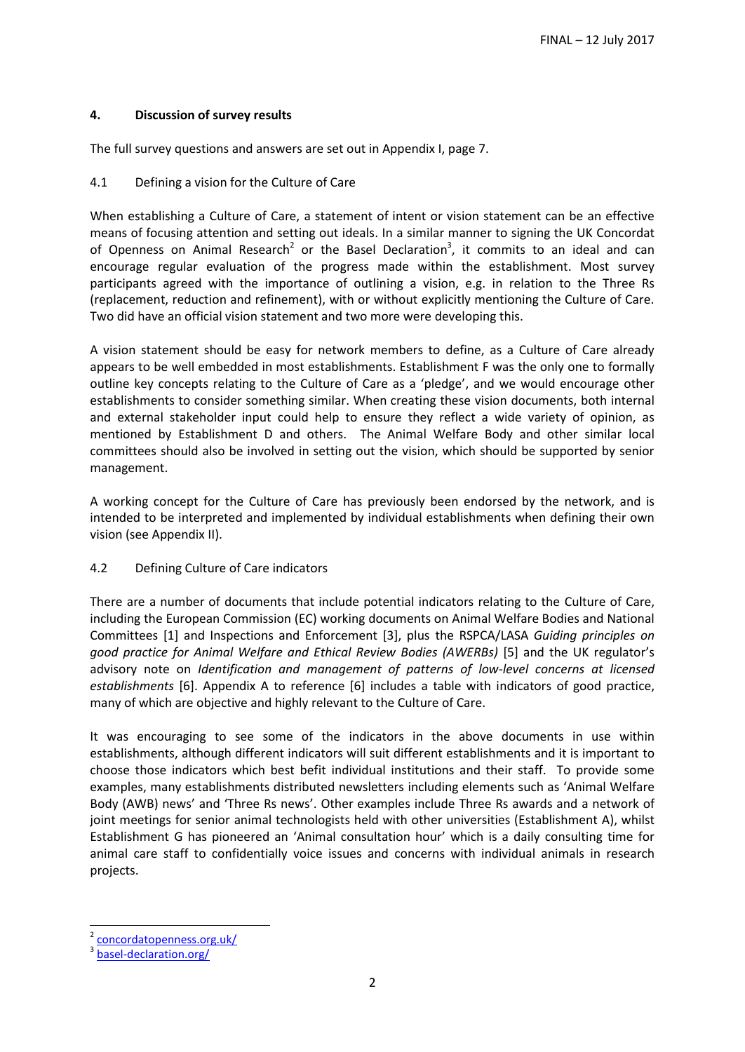## 4. Discussion of survey results

The full survey questions and answers are set out in Appendix I, page 7.

### 4.1 Defining a vision for the Culture of Care

When establishing a Culture of Care, a statement of intent or vision statement can be an effective means of focusing attention and setting out ideals. In a similar manner to signing the UK Concordat of Openness on Animal Research[2] or the Basel Declaration[3], it commits to an ideal and can encourage regular evaluation of the progress made within the establishment. Most survey participants agreed with the importance of outlining a vision, e.g. in relation to the Three Rs (replacement, reduction and refinement), with or without explicitly mentioning the Culture of Care. Two did have an official vision statement and two more were developing this.

A vision statement should be easy for network members to define, as a Culture of Care already appears to be well embedded in most establishments. Establishment F was the only one to formally outline key concepts relating to the Culture of Care as a 'pledge', and we would encourage other establishments to consider something similar. When creating these vision documents, both internal and external stakeholder input could help to ensure they reflect a wide variety of opinion, as mentioned by Establishment D and others. The Animal Welfare Body and other similar local committees should also be involved in setting out the vision, which should be supported by senior management.

A working concept for the Culture of Care has previously been endorsed by the network, and is intended to be interpreted and implemented by individual establishments when defining their own vision (see Appendix II).

### 4.2 Defining Culture of Care indicators

There are a number of documents that include potential indicators relating to the Culture of Care, including the European Commission (EC) working documents on Animal Welfare Bodies and National Committees [1] and Inspections and Enforcement [3], plus the RSPCA/LASA *Guiding principles on good practice for Animal Welfare and Ethical Review Bodies (AWERBs)* [5] and the UK regulator's advisory note on *Identification and management of patterns of low-level concerns at licensed establishments* [6]. Appendix A to reference [6] includes a table with indicators of good practice, many of which are objective and highly relevant to the Culture of Care.

It was encouraging to see some of the indicators in the above documents in use within establishments, although different indicators will suit different establishments and it is important to choose those indicators which best befit individual institutions and their staff. To provide some examples, many establishments distributed newsletters including elements such as 'Animal Welfare Body (AWB) news' and 'Three Rs news'. Other examples include Three Rs awards and a network of joint meetings for senior animal technologists held with other universities (Establishment A), whilst Establishment G has pioneered an 'Animal consultation hour' which is a daily consulting time for animal care staff to confidentially voice issues and concerns with individual animals in research projects.

---

[2] concordatopenness.org.uk/

[3] basel-declaration.org/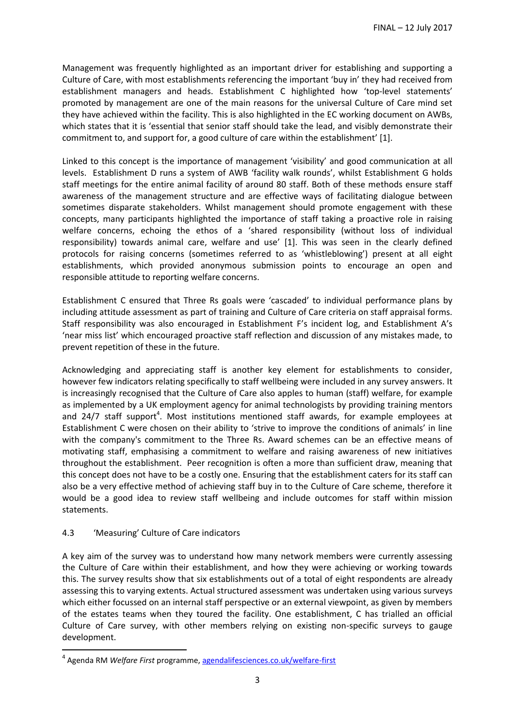Management was frequently highlighted as an important driver for establishing and supporting a Culture of Care, with most establishments referencing the important 'buy in' they had received from establishment managers and heads. Establishment C highlighted how 'top-level statements' promoted by management are one of the main reasons for the universal Culture of Care mind set they have achieved within the facility. This is also highlighted in the EC working document on AWBs, which states that it is 'essential that senior staff should take the lead, and visibly demonstrate their commitment to, and support for, a good culture of care within the establishment' [1].

Linked to this concept is the importance of management 'visibility' and good communication at all levels. Establishment D runs a system of AWB 'facility walk rounds', whilst Establishment G holds staff meetings for the entire animal facility of around 80 staff. Both of these methods ensure staff awareness of the management structure and are effective ways of facilitating dialogue between sometimes disparate stakeholders. Whilst management should promote engagement with these concepts, many participants highlighted the importance of staff taking a proactive role in raising welfare concerns, echoing the ethos of a 'shared responsibility (without loss of individual responsibility) towards animal care, welfare and use' [1]. This was seen in the clearly defined protocols for raising concerns (sometimes referred to as 'whistleblowing') present at all eight establishments, which provided anonymous submission points to encourage an open and responsible attitude to reporting welfare concerns.

Establishment C ensured that Three Rs goals were 'cascaded' to individual performance plans by including attitude assessment as part of training and Culture of Care criteria on staff appraisal forms. Staff responsibility was also encouraged in Establishment F's incident log, and Establishment A's 'near miss list' which encouraged proactive staff reflection and discussion of any mistakes made, to prevent repetition of these in the future.

Acknowledging and appreciating staff is another key element for establishments to consider, however few indicators relating specifically to staff wellbeing were included in any survey answers. It is increasingly recognised that the Culture of Care also apples to human (staff) welfare, for example as implemented by a UK employment agency for animal technologists by providing training mentors and 24/7 staff support[4]. Most institutions mentioned staff awards, for example employees at Establishment C were chosen on their ability to 'strive to improve the conditions of animals' in line with the company's commitment to the Three Rs. Award schemes can be an effective means of motivating staff, emphasising a commitment to welfare and raising awareness of new initiatives throughout the establishment. Peer recognition is often a more than sufficient draw, meaning that this concept does not have to be a costly one. Ensuring that the establishment caters for its staff can also be a very effective method of achieving staff buy in to the Culture of Care scheme, therefore it would be a good idea to review staff wellbeing and include outcomes for staff within mission statements.

### 4.3 'Measuring' Culture of Care indicators

A key aim of the survey was to understand how many network members were currently assessing the Culture of Care within their establishment, and how they were achieving or working towards this. The survey results show that six establishments out of a total of eight respondents are already assessing this to varying extents. Actual structured assessment was undertaken using various surveys which either focussed on an internal staff perspective or an external viewpoint, as given by members of the estates teams when they toured the facility. One establishment, C has trialled an official Culture of Care survey, with other members relying on existing non-specific surveys to gauge development.

---

[4] Agenda RM *Welfare First* programme, agendalifesciences.co.uk/welfare-first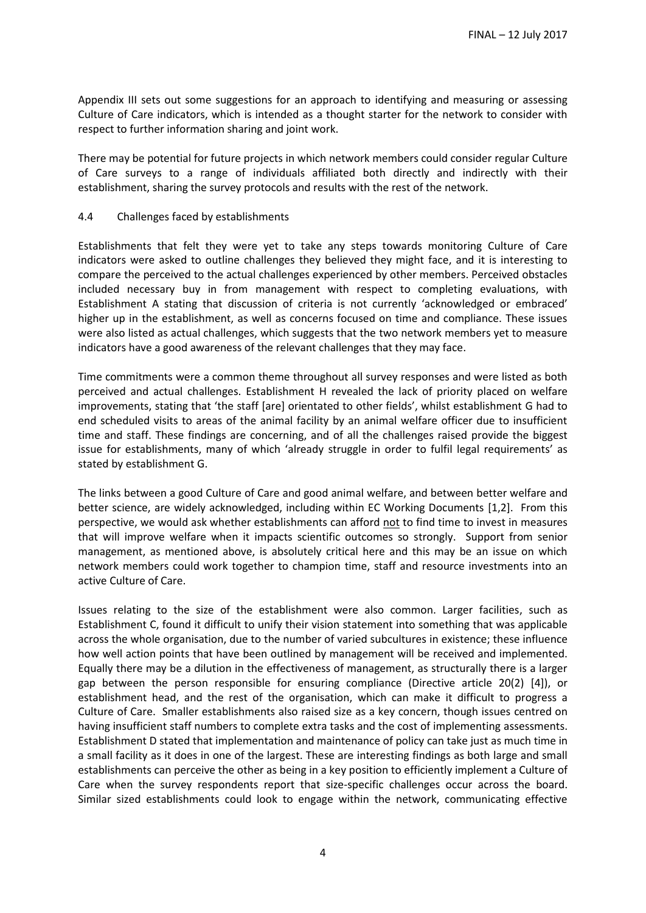Appendix III sets out some suggestions for an approach to identifying and measuring or assessing Culture of Care indicators, which is intended as a thought starter for the network to consider with respect to further information sharing and joint work.

There may be potential for future projects in which network members could consider regular Culture of Care surveys to a range of individuals affiliated both directly and indirectly with their establishment, sharing the survey protocols and results with the rest of the network.

### 4.4 Challenges faced by establishments

Establishments that felt they were yet to take any steps towards monitoring Culture of Care indicators were asked to outline challenges they believed they might face, and it is interesting to compare the perceived to the actual challenges experienced by other members. Perceived obstacles included necessary buy in from management with respect to completing evaluations, with Establishment A stating that discussion of criteria is not currently 'acknowledged or embraced' higher up in the establishment, as well as concerns focused on time and compliance. These issues were also listed as actual challenges, which suggests that the two network members yet to measure indicators have a good awareness of the relevant challenges that they may face.

Time commitments were a common theme throughout all survey responses and were listed as both perceived and actual challenges. Establishment H revealed the lack of priority placed on welfare improvements, stating that 'the staff [are] orientated to other fields', whilst establishment G had to end scheduled visits to areas of the animal facility by an animal welfare officer due to insufficient time and staff. These findings are concerning, and of all the challenges raised provide the biggest issue for establishments, many of which 'already struggle in order to fulfil legal requirements' as stated by establishment G.

The links between a good Culture of Care and good animal welfare, and between better welfare and better science, are widely acknowledged, including within EC Working Documents [1,2]. From this perspective, we would ask whether establishments can afford <u>not</u> to find time to invest in measures that will improve welfare when it impacts scientific outcomes so strongly. Support from senior management, as mentioned above, is absolutely critical here and this may be an issue on which network members could work together to champion time, staff and resource investments into an active Culture of Care.

Issues relating to the size of the establishment were also common. Larger facilities, such as Establishment C, found it difficult to unify their vision statement into something that was applicable across the whole organisation, due to the number of varied subcultures in existence; these influence how well action points that have been outlined by management will be received and implemented. Equally there may be a dilution in the effectiveness of management, as structurally there is a larger gap between the person responsible for ensuring compliance (Directive article 20(2) [4]), or establishment head, and the rest of the organisation, which can make it difficult to progress a Culture of Care. Smaller establishments also raised size as a key concern, though issues centred on having insufficient staff numbers to complete extra tasks and the cost of implementing assessments. Establishment D stated that implementation and maintenance of policy can take just as much time in a small facility as it does in one of the largest. These are interesting findings as both large and small establishments can perceive the other as being in a key position to efficiently implement a Culture of Care when the survey respondents report that size-specific challenges occur across the board. Similar sized establishments could look to engage within the network, communicating effective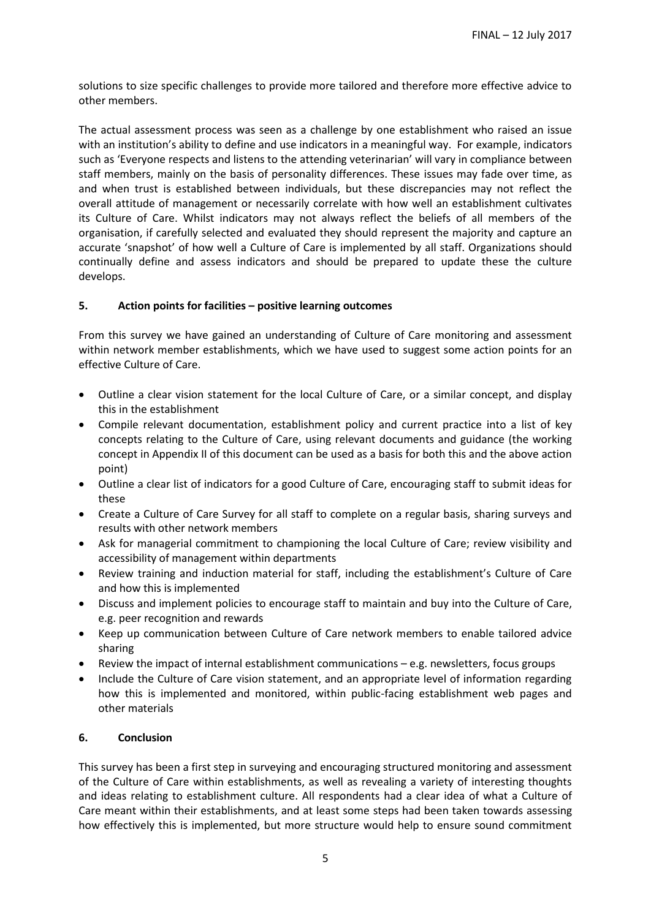solutions to size specific challenges to provide more tailored and therefore more effective advice to other members.

The actual assessment process was seen as a challenge by one establishment who raised an issue with an institution's ability to define and use indicators in a meaningful way. For example, indicators such as 'Everyone respects and listens to the attending veterinarian' will vary in compliance between staff members, mainly on the basis of personality differences. These issues may fade over time, as and when trust is established between individuals, but these discrepancies may not reflect the overall attitude of management or necessarily correlate with how well an establishment cultivates its Culture of Care. Whilst indicators may not always reflect the beliefs of all members of the organisation, if carefully selected and evaluated they should represent the majority and capture an accurate 'snapshot' of how well a Culture of Care is implemented by all staff. Organizations should continually define and assess indicators and should be prepared to update these the culture develops.

## 5. Action points for facilities – positive learning outcomes

From this survey we have gained an understanding of Culture of Care monitoring and assessment within network member establishments, which we have used to suggest some action points for an effective Culture of Care.

- Outline a clear vision statement for the local Culture of Care, or a similar concept, and display this in the establishment
- Compile relevant documentation, establishment policy and current practice into a list of key concepts relating to the Culture of Care, using relevant documents and guidance (the working concept in Appendix II of this document can be used as a basis for both this and the above action point)
- Outline a clear list of indicators for a good Culture of Care, encouraging staff to submit ideas for these
- Create a Culture of Care Survey for all staff to complete on a regular basis, sharing surveys and results with other network members
- Ask for managerial commitment to championing the local Culture of Care; review visibility and accessibility of management within departments
- Review training and induction material for staff, including the establishment's Culture of Care and how this is implemented
- Discuss and implement policies to encourage staff to maintain and buy into the Culture of Care, e.g. peer recognition and rewards
- Keep up communication between Culture of Care network members to enable tailored advice sharing
- Review the impact of internal establishment communications – e.g. newsletters, focus groups
- Include the Culture of Care vision statement, and an appropriate level of information regarding how this is implemented and monitored, within public-facing establishment web pages and other materials

## 6. Conclusion

This survey has been a first step in surveying and encouraging structured monitoring and assessment of the Culture of Care within establishments, as well as revealing a variety of interesting thoughts and ideas relating to establishment culture. All respondents had a clear idea of what a Culture of Care meant within their establishments, and at least some steps had been taken towards assessing how effectively this is implemented, but more structure would help to ensure sound commitment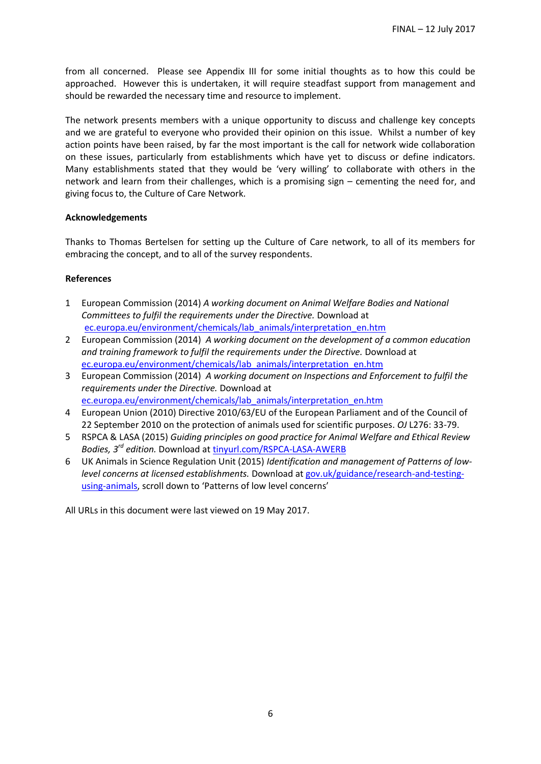from all concerned. Please see Appendix III for some initial thoughts as to how this could be approached. However this is undertaken, it will require steadfast support from management and should be rewarded the necessary time and resource to implement.

The network presents members with a unique opportunity to discuss and challenge key concepts and we are grateful to everyone who provided their opinion on this issue. Whilst a number of key action points have been raised, by far the most important is the call for network wide collaboration on these issues, particularly from establishments which have yet to discuss or define indicators. Many establishments stated that they would be 'very willing' to collaborate with others in the network and learn from their challenges, which is a promising sign – cementing the need for, and giving focus to, the Culture of Care Network.

**Acknowledgements**

Thanks to Thomas Bertelsen for setting up the Culture of Care network, to all of its members for embracing the concept, and to all of the survey respondents.

**References**

1. European Commission (2014) *A working document on Animal Welfare Bodies and National Committees to fulfil the requirements under the Directive.* Download at ec.europa.eu/environment/chemicals/lab_animals/interpretation_en.htm
2. European Commission (2014) *A working document on the development of a common education and training framework to fulfil the requirements under the Directive.* Download at ec.europa.eu/environment/chemicals/lab_animals/interpretation_en.htm
3. European Commission (2014) *A working document on Inspections and Enforcement to fulfil the requirements under the Directive.* Download at ec.europa.eu/environment/chemicals/lab_animals/interpretation_en.htm
4. European Union (2010) Directive 2010/63/EU of the European Parliament and of the Council of 22 September 2010 on the protection of animals used for scientific purposes. *OJ* L276: 33-79.
5. RSPCA & LASA (2015) *Guiding principles on good practice for Animal Welfare and Ethical Review Bodies, 3rd edition.* Download at tinyurl.com/RSPCA-LASA-AWERB
6. UK Animals in Science Regulation Unit (2015) *Identification and management of Patterns of low-level concerns at licensed establishments.* Download at gov.uk/guidance/research-and-testing-using-animals, scroll down to 'Patterns of low level concerns'

All URLs in this document were last viewed on 19 May 2017.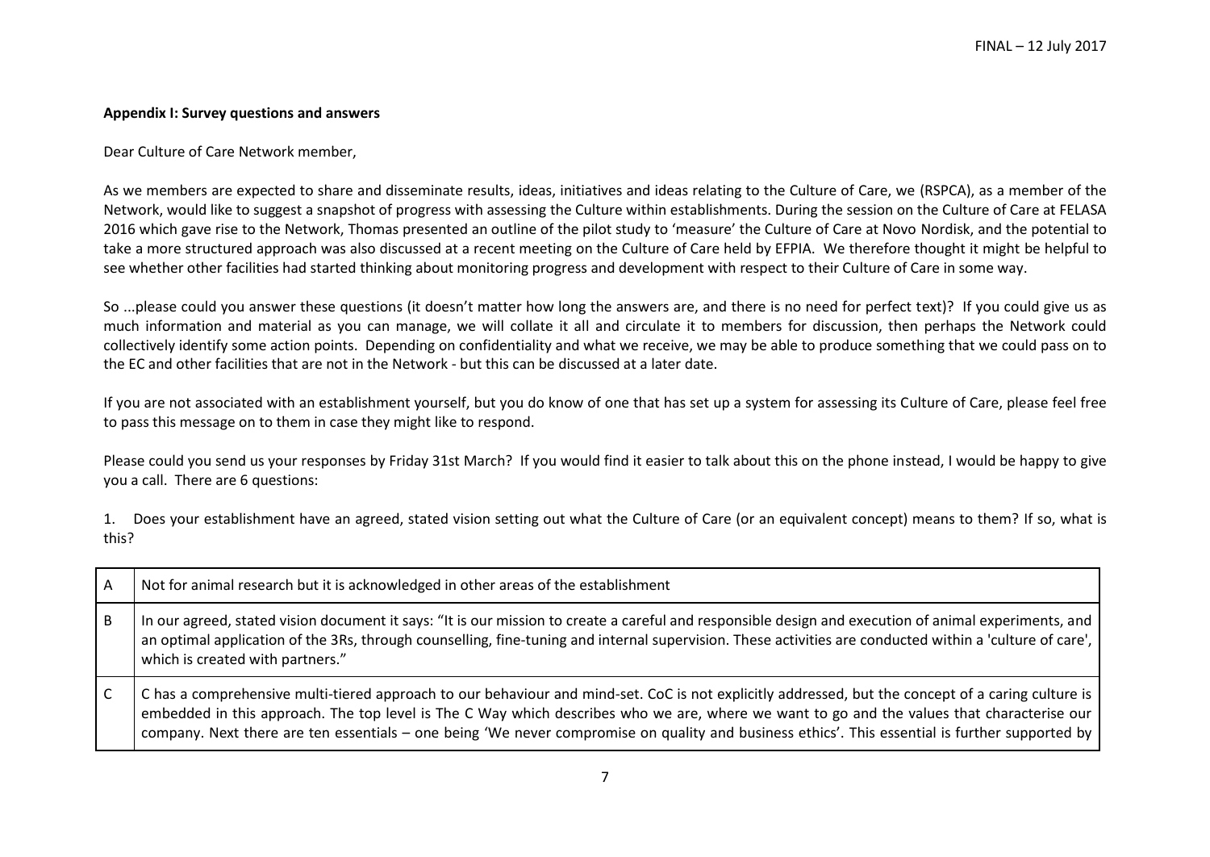**Appendix I: Survey questions and answers**

Dear Culture of Care Network member,

As we members are expected to share and disseminate results, ideas, initiatives and ideas relating to the Culture of Care, we (RSPCA), as a member of the Network, would like to suggest a snapshot of progress with assessing the Culture within establishments. During the session on the Culture of Care at FELASA 2016 which gave rise to the Network, Thomas presented an outline of the pilot study to 'measure' the Culture of Care at Novo Nordisk, and the potential to take a more structured approach was also discussed at a recent meeting on the Culture of Care held by EFPIA. We therefore thought it might be helpful to see whether other facilities had started thinking about monitoring progress and development with respect to their Culture of Care in some way.

So ...please could you answer these questions (it doesn't matter how long the answers are, and there is no need for perfect text)? If you could give us as much information and material as you can manage, we will collate it all and circulate it to members for discussion, then perhaps the Network could collectively identify some action points. Depending on confidentiality and what we receive, we may be able to produce something that we could pass on to the EC and other facilities that are not in the Network - but this can be discussed at a later date.

If you are not associated with an establishment yourself, but you do know of one that has set up a system for assessing its Culture of Care, please feel free to pass this message on to them in case they might like to respond.

Please could you send us your responses by Friday 31st March? If you would find it easier to talk about this on the phone instead, I would be happy to give you a call. There are 6 questions:

1. Does your establishment have an agreed, stated vision setting out what the Culture of Care (or an equivalent concept) means to them? If so, what is this?

| | |
|---|---|
| A | Not for animal research but it is acknowledged in other areas of the establishment |
| B | In our agreed, stated vision document it says: "It is our mission to create a careful and responsible design and execution of animal experiments, and an optimal application of the 3Rs, through counselling, fine-tuning and internal supervision. These activities are conducted within a 'culture of care', which is created with partners." |
| C | C has a comprehensive multi-tiered approach to our behaviour and mind-set. CoC is not explicitly addressed, but the concept of a caring culture is embedded in this approach. The top level is The C Way which describes who we are, where we want to go and the values that characterise our company. Next there are ten essentials – one being 'We never compromise on quality and business ethics'. This essential is further supported by |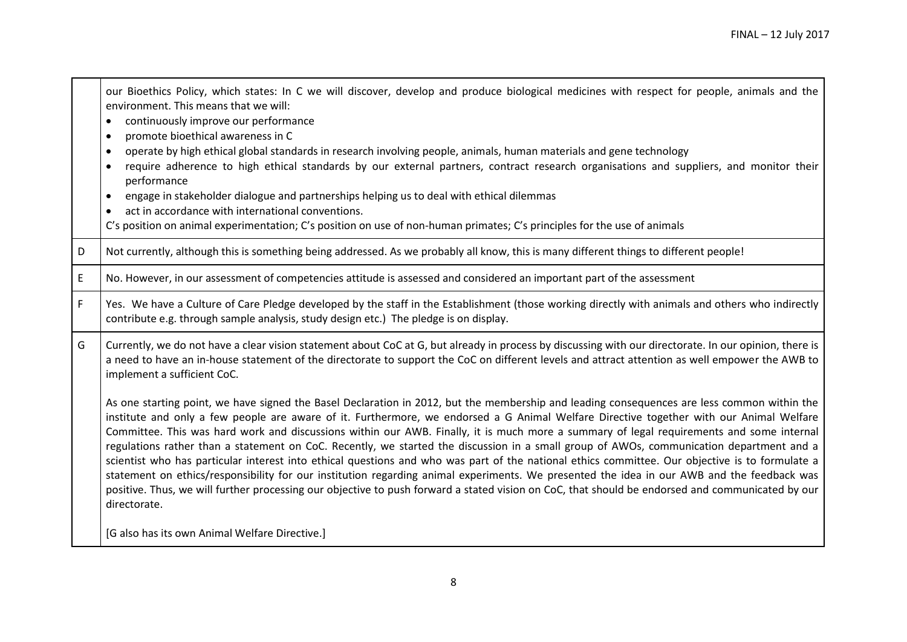| | |
|---|---|
| | our Bioethics Policy, which states: In C we will discover, develop and produce biological medicines with respect for people, animals and the environment. This means that we will:<br>• continuously improve our performance<br>• promote bioethical awareness in C<br>• operate by high ethical global standards in research involving people, animals, human materials and gene technology<br>• require adherence to high ethical standards by our external partners, contract research organisations and suppliers, and monitor their performance<br>• engage in stakeholder dialogue and partnerships helping us to deal with ethical dilemmas<br>• act in accordance with international conventions.<br>C's position on animal experimentation; C's position on use of non-human primates; C's principles for the use of animals |
| D | Not currently, although this is something being addressed. As we probably all know, this is many different things to different people! |
| E | No. However, in our assessment of competencies attitude is assessed and considered an important part of the assessment |
| F | Yes. We have a Culture of Care Pledge developed by the staff in the Establishment (those working directly with animals and others who indirectly contribute e.g. through sample analysis, study design etc.) The pledge is on display. |
| G | Currently, we do not have a clear vision statement about CoC at G, but already in process by discussing with our directorate. In our opinion, there is a need to have an in-house statement of the directorate to support the CoC on different levels and attract attention as well empower the AWB to implement a sufficient CoC.<br><br>As one starting point, we have signed the Basel Declaration in 2012, but the membership and leading consequences are less common within the institute and only a few people are aware of it. Furthermore, we endorsed a G Animal Welfare Directive together with our Animal Welfare Committee. This was hard work and discussions within our AWB. Finally, it is much more a summary of legal requirements and some internal regulations rather than a statement on CoC. Recently, we started the discussion in a small group of AWOs, communication department and a scientist who has particular interest into ethical questions and who was part of the national ethics committee. Our objective is to formulate a statement on ethics/responsibility for our institution regarding animal experiments. We presented the idea in our AWB and the feedback was positive. Thus, we will further processing our objective to push forward a stated vision on CoC, that should be endorsed and communicated by our directorate.<br><br>[G also has its own Animal Welfare Directive.] |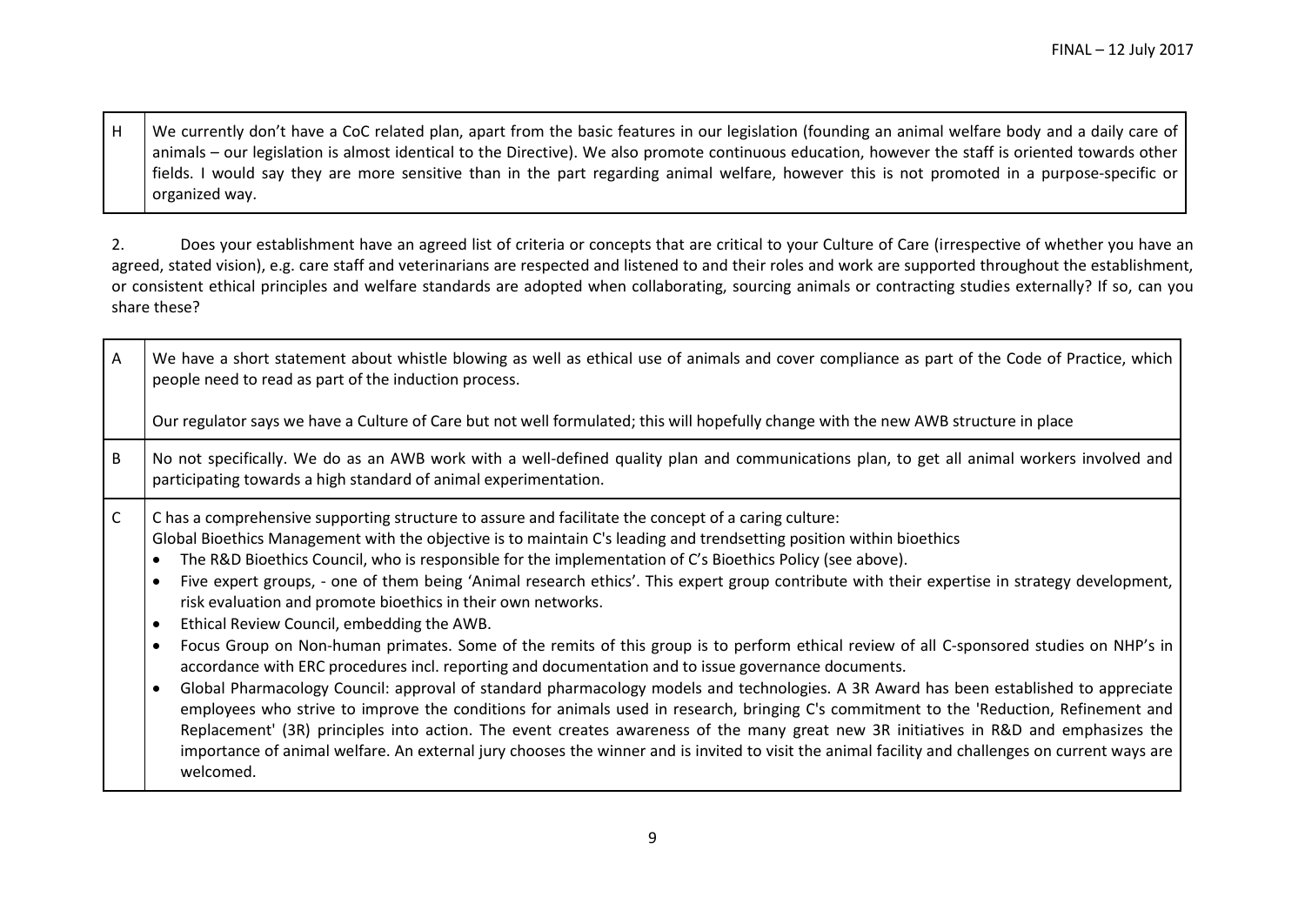| H | We currently don't have a CoC related plan, apart from the basic features in our legislation (founding an animal welfare body and a daily care of animals – our legislation is almost identical to the Directive). We also promote continuous education, however the staff is oriented towards other fields. I would say they are more sensitive than in the part regarding animal welfare, however this is not promoted in a purpose-specific or organized way. |
|---|---|

2. Does your establishment have an agreed list of criteria or concepts that are critical to your Culture of Care (irrespective of whether you have an agreed, stated vision), e.g. care staff and veterinarians are respected and listened to and their roles and work are supported throughout the establishment, or consistent ethical principles and welfare standards are adopted when collaborating, sourcing animals or contracting studies externally? If so, can you share these?

| | |
|---|---|
| A | We have a short statement about whistle blowing as well as ethical use of animals and cover compliance as part of the Code of Practice, which people need to read as part of the induction process.<br><br>Our regulator says we have a Culture of Care but not well formulated; this will hopefully change with the new AWB structure in place |
| B | No not specifically. We do as an AWB work with a well-defined quality plan and communications plan, to get all animal workers involved and participating towards a high standard of animal experimentation. |
| C | C has a comprehensive supporting structure to assure and facilitate the concept of a caring culture:<br>Global Bioethics Management with the objective is to maintain C's leading and trendsetting position within bioethics<br>• The R&D Bioethics Council, who is responsible for the implementation of C's Bioethics Policy (see above).<br>• Five expert groups, - one of them being 'Animal research ethics'. This expert group contribute with their expertise in strategy development, risk evaluation and promote bioethics in their own networks.<br>• Ethical Review Council, embedding the AWB.<br>• Focus Group on Non-human primates. Some of the remits of this group is to perform ethical review of all C-sponsored studies on NHP's in accordance with ERC procedures incl. reporting and documentation and to issue governance documents.<br>• Global Pharmacology Council: approval of standard pharmacology models and technologies. A 3R Award has been established to appreciate employees who strive to improve the conditions for animals used in research, bringing C's commitment to the 'Reduction, Refinement and Replacement' (3R) principles into action. The event creates awareness of the many great new 3R initiatives in R&D and emphasizes the importance of animal welfare. An external jury chooses the winner and is invited to visit the animal facility and challenges on current ways are welcomed. |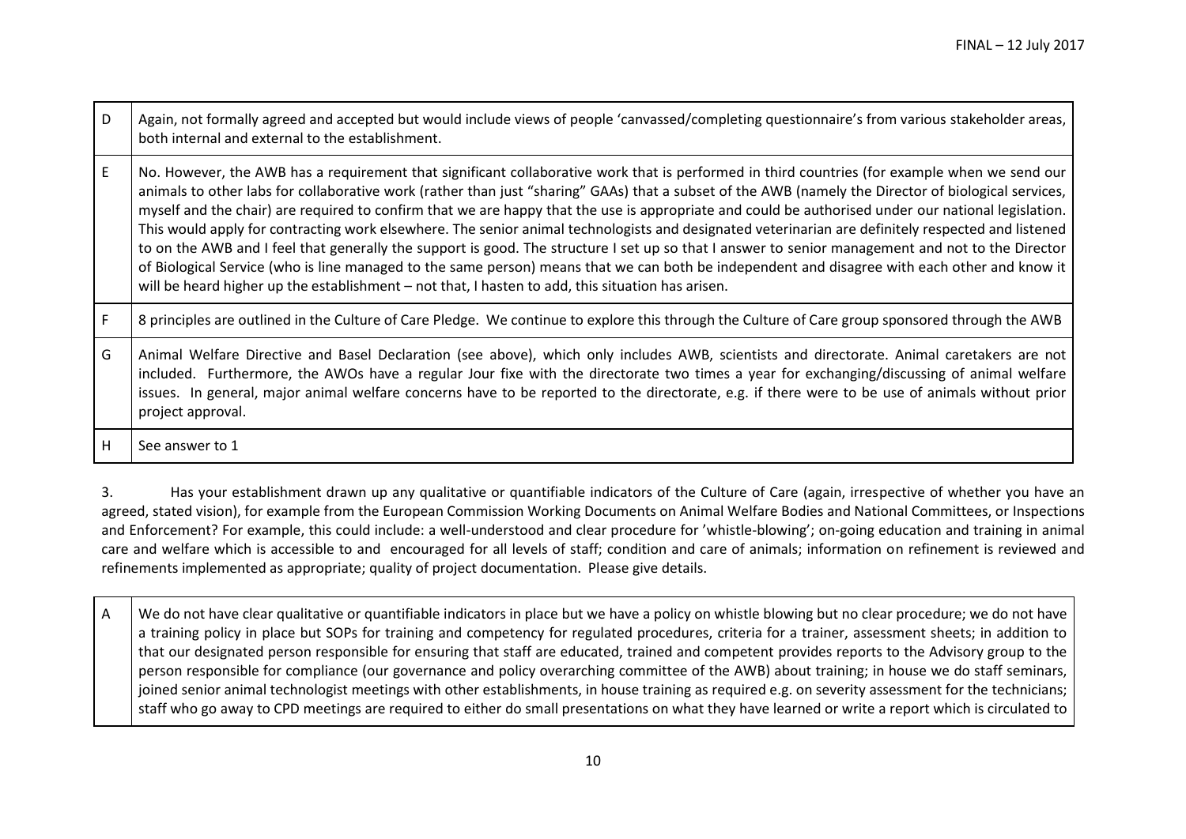| | |
|---|---|
| D | Again, not formally agreed and accepted but would include views of people 'canvassed/completing questionnaire's from various stakeholder areas, both internal and external to the establishment. |
| E | No. However, the AWB has a requirement that significant collaborative work that is performed in third countries (for example when we send our animals to other labs for collaborative work (rather than just "sharing" GAAs) that a subset of the AWB (namely the Director of biological services, myself and the chair) are required to confirm that we are happy that the use is appropriate and could be authorised under our national legislation. This would apply for contracting work elsewhere. The senior animal technologists and designated veterinarian are definitely respected and listened to on the AWB and I feel that generally the support is good. The structure I set up so that I answer to senior management and not to the Director of Biological Service (who is line managed to the same person) means that we can both be independent and disagree with each other and know it will be heard higher up the establishment – not that, I hasten to add, this situation has arisen. |
| F | 8 principles are outlined in the Culture of Care Pledge. We continue to explore this through the Culture of Care group sponsored through the AWB |
| G | Animal Welfare Directive and Basel Declaration (see above), which only includes AWB, scientists and directorate. Animal caretakers are not included. Furthermore, the AWOs have a regular Jour fixe with the directorate two times a year for exchanging/discussing of animal welfare issues. In general, major animal welfare concerns have to be reported to the directorate, e.g. if there were to be use of animals without prior project approval. |
| H | See answer to 1 |

3. Has your establishment drawn up any qualitative or quantifiable indicators of the Culture of Care (again, irrespective of whether you have an agreed, stated vision), for example from the European Commission Working Documents on Animal Welfare Bodies and National Committees, or Inspections and Enforcement? For example, this could include: a well-understood and clear procedure for 'whistle-blowing'; on-going education and training in animal care and welfare which is accessible to and encouraged for all levels of staff; condition and care of animals; information on refinement is reviewed and refinements implemented as appropriate; quality of project documentation. Please give details.

| | |
|---|---|
| A | We do not have clear qualitative or quantifiable indicators in place but we have a policy on whistle blowing but no clear procedure; we do not have a training policy in place but SOPs for training and competency for regulated procedures, criteria for a trainer, assessment sheets; in addition to that our designated person responsible for ensuring that staff are educated, trained and competent provides reports to the Advisory group to the person responsible for compliance (our governance and policy overarching committee of the AWB) about training; in house we do staff seminars, joined senior animal technologist meetings with other establishments, in house training as required e.g. on severity assessment for the technicians; staff who go away to CPD meetings are required to either do small presentations on what they have learned or write a report which is circulated to |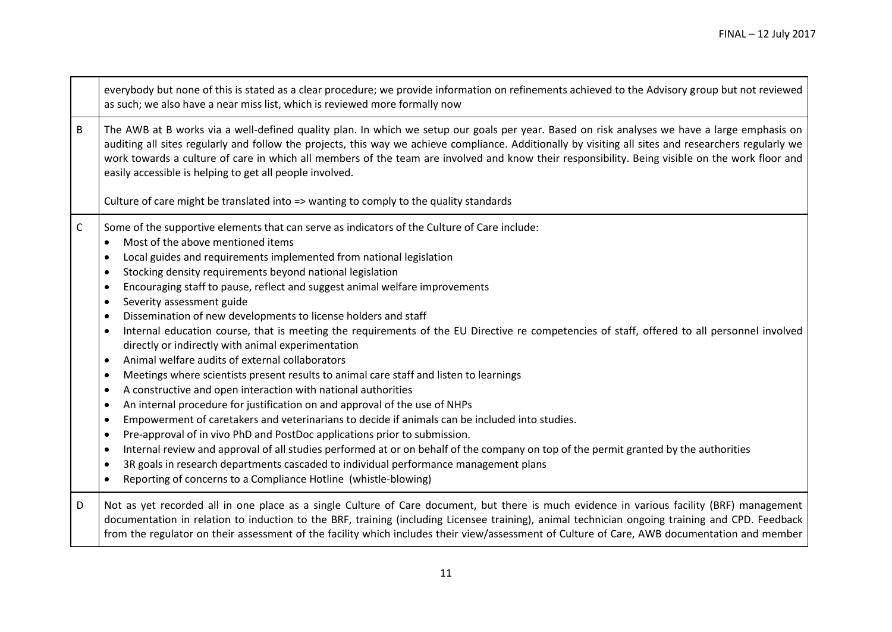| | |
|---|---|
| | everybody but none of this is stated as a clear procedure; we provide information on refinements achieved to the Advisory group but not reviewed as such; we also have a near miss list, which is reviewed more formally now |
| B | The AWB at B works via a well-defined quality plan. In which we setup our goals per year. Based on risk analyses we have a large emphasis on auditing all sites regularly and follow the projects, this way we achieve compliance. Additionally by visiting all sites and researchers regularly we work towards a culture of care in which all members of the team are involved and know their responsibility. Being visible on the work floor and easily accessible is helping to get all people involved.<br><br>Culture of care might be translated into => wanting to comply to the quality standards |
| C | Some of the supportive elements that can serve as indicators of the Culture of Care include:<br>• Most of the above mentioned items<br>• Local guides and requirements implemented from national legislation<br>• Stocking density requirements beyond national legislation<br>• Encouraging staff to pause, reflect and suggest animal welfare improvements<br>• Severity assessment guide<br>• Dissemination of new developments to license holders and staff<br>• Internal education course, that is meeting the requirements of the EU Directive re competencies of staff, offered to all personnel involved directly or indirectly with animal experimentation<br>• Animal welfare audits of external collaborators<br>• Meetings where scientists present results to animal care staff and listen to learnings<br>• A constructive and open interaction with national authorities<br>• An internal procedure for justification on and approval of the use of NHPs<br>• Empowerment of caretakers and veterinarians to decide if animals can be included into studies.<br>• Pre-approval of in vivo PhD and PostDoc applications prior to submission.<br>• Internal review and approval of all studies performed at or on behalf of the company on top of the permit granted by the authorities<br>• 3R goals in research departments cascaded to individual performance management plans<br>• Reporting of concerns to a Compliance Hotline (whistle-blowing) |
| D | Not as yet recorded all in one place as a single Culture of Care document, but there is much evidence in various facility (BRF) management documentation in relation to induction to the BRF, training (including Licensee training), animal technician ongoing training and CPD. Feedback from the regulator on their assessment of the facility which includes their view/assessment of Culture of Care, AWB documentation and member |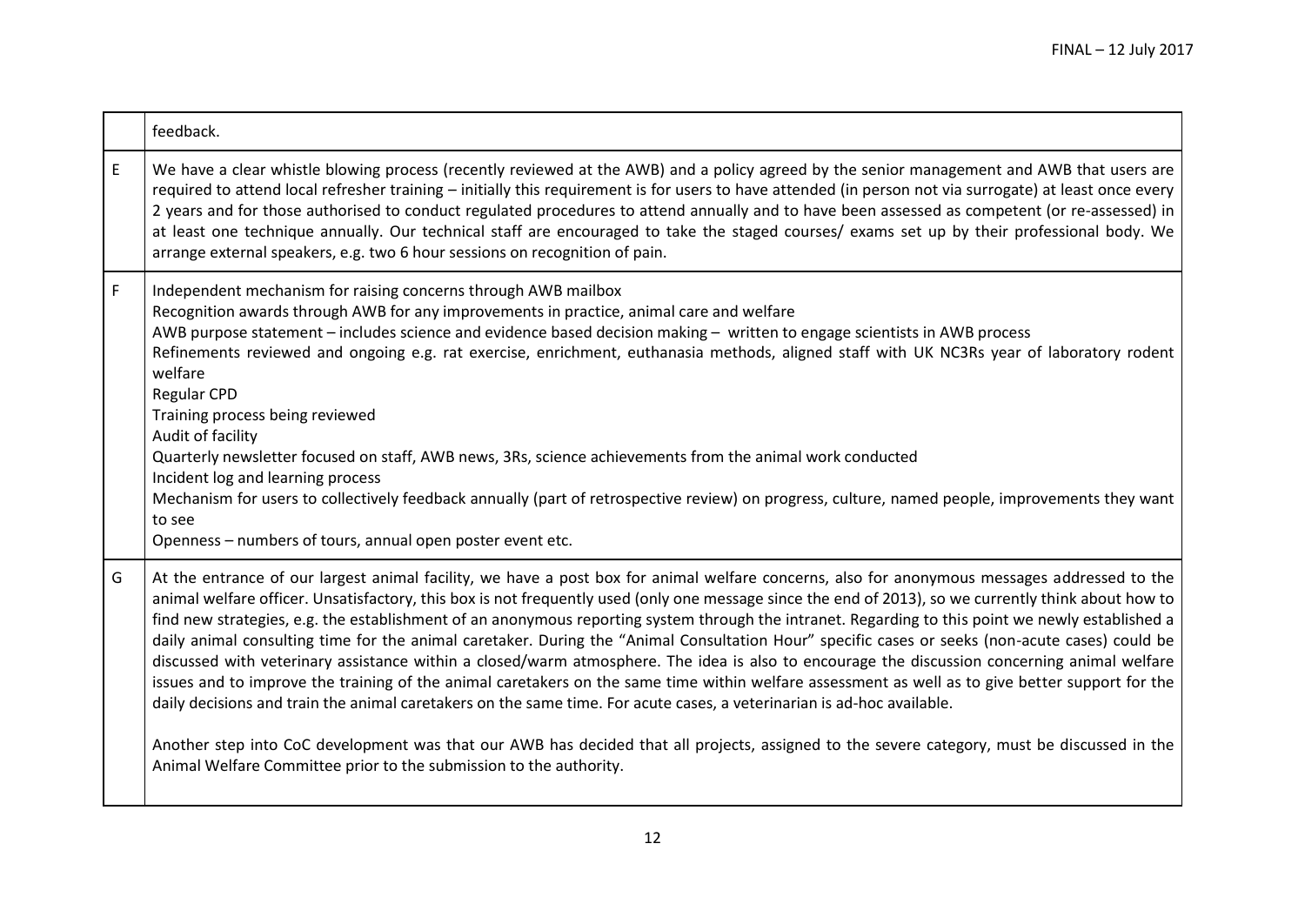| | |
|---|---|
| | feedback. |
| E | We have a clear whistle blowing process (recently reviewed at the AWB) and a policy agreed by the senior management and AWB that users are required to attend local refresher training – initially this requirement is for users to have attended (in person not via surrogate) at least once every 2 years and for those authorised to conduct regulated procedures to attend annually and to have been assessed as competent (or re-assessed) in at least one technique annually. Our technical staff are encouraged to take the staged courses/ exams set up by their professional body. We arrange external speakers, e.g. two 6 hour sessions on recognition of pain. |
| F | Independent mechanism for raising concerns through AWB mailbox<br>Recognition awards through AWB for any improvements in practice, animal care and welfare<br>AWB purpose statement – includes science and evidence based decision making – written to engage scientists in AWB process<br>Refinements reviewed and ongoing e.g. rat exercise, enrichment, euthanasia methods, aligned staff with UK NC3Rs year of laboratory rodent welfare<br>Regular CPD<br>Training process being reviewed<br>Audit of facility<br>Quarterly newsletter focused on staff, AWB news, 3Rs, science achievements from the animal work conducted<br>Incident log and learning process<br>Mechanism for users to collectively feedback annually (part of retrospective review) on progress, culture, named people, improvements they want to see<br>Openness – numbers of tours, annual open poster event etc. |
| G | At the entrance of our largest animal facility, we have a post box for animal welfare concerns, also for anonymous messages addressed to the animal welfare officer. Unsatisfactory, this box is not frequently used (only one message since the end of 2013), so we currently think about how to find new strategies, e.g. the establishment of an anonymous reporting system through the intranet. Regarding to this point we newly established a daily animal consulting time for the animal caretaker. During the "Animal Consultation Hour" specific cases or seeks (non-acute cases) could be discussed with veterinary assistance within a closed/warm atmosphere. The idea is also to encourage the discussion concerning animal welfare issues and to improve the training of the animal caretakers on the same time within welfare assessment as well as to give better support for the daily decisions and train the animal caretakers on the same time. For acute cases, a veterinarian is ad-hoc available.<br><br>Another step into CoC development was that our AWB has decided that all projects, assigned to the severe category, must be discussed in the Animal Welfare Committee prior to the submission to the authority. |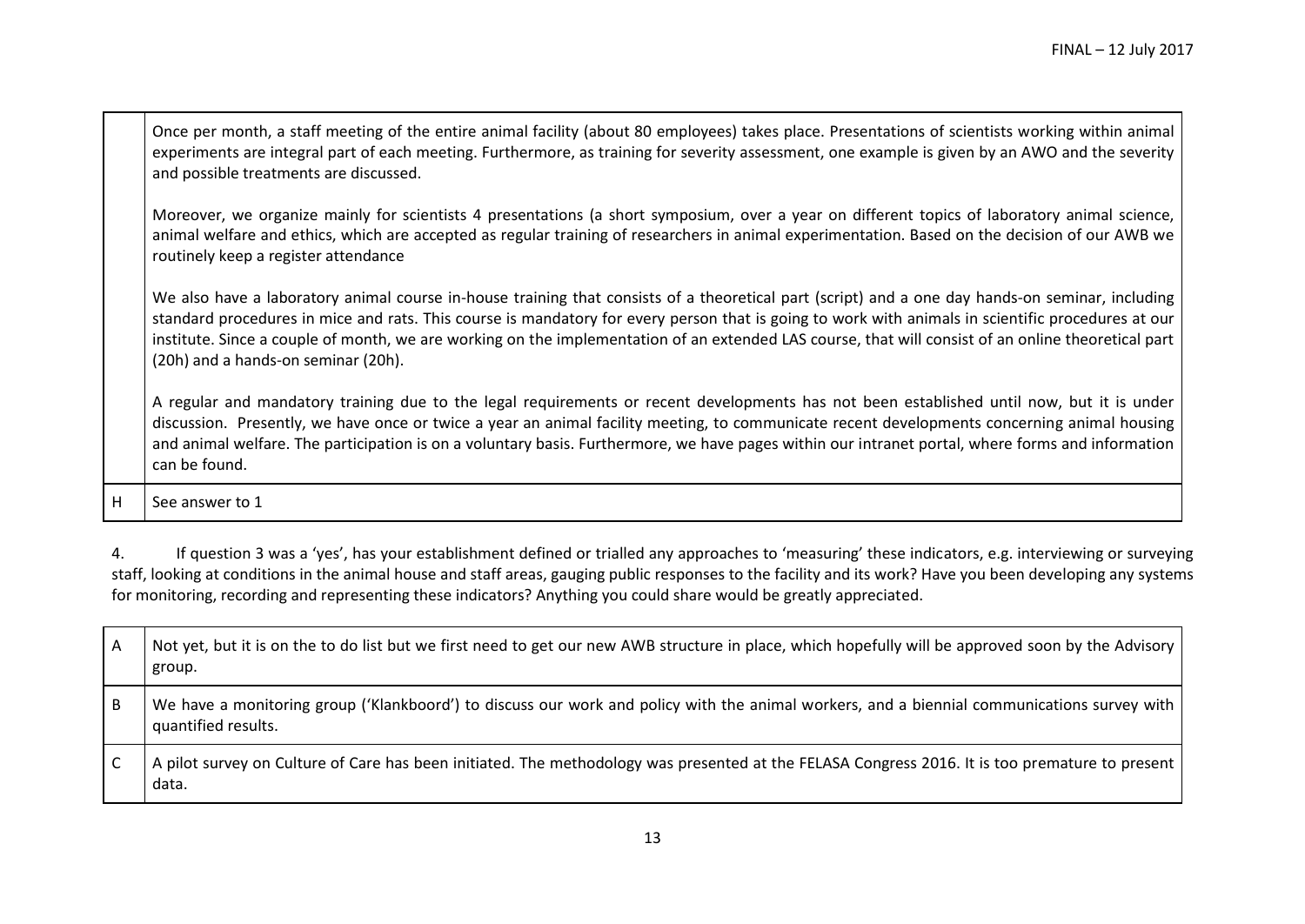|   |   |
|---|---|
|   | Once per month, a staff meeting of the entire animal facility (about 80 employees) takes place. Presentations of scientists working within animal experiments are integral part of each meeting. Furthermore, as training for severity assessment, one example is given by an AWO and the severity and possible treatments are discussed.<br><br>Moreover, we organize mainly for scientists 4 presentations (a short symposium, over a year on different topics of laboratory animal science, animal welfare and ethics, which are accepted as regular training of researchers in animal experimentation. Based on the decision of our AWB we routinely keep a register attendance<br><br>We also have a laboratory animal course in-house training that consists of a theoretical part (script) and a one day hands-on seminar, including standard procedures in mice and rats. This course is mandatory for every person that is going to work with animals in scientific procedures at our institute. Since a couple of month, we are working on the implementation of an extended LAS course, that will consist of an online theoretical part (20h) and a hands-on seminar (20h).<br><br>A regular and mandatory training due to the legal requirements or recent developments has not been established until now, but it is under discussion. Presently, we have once or twice a year an animal facility meeting, to communicate recent developments concerning animal housing and animal welfare. The participation is on a voluntary basis. Furthermore, we have pages within our intranet portal, where forms and information can be found. |
| H | See answer to 1 |

4. If question 3 was a 'yes', has your establishment defined or trialled any approaches to 'measuring' these indicators, e.g. interviewing or surveying staff, looking at conditions in the animal house and staff areas, gauging public responses to the facility and its work? Have you been developing any systems for monitoring, recording and representing these indicators? Anything you could share would be greatly appreciated.

|   |   |
|---|---|
| A | Not yet, but it is on the to do list but we first need to get our new AWB structure in place, which hopefully will be approved soon by the Advisory group. |
| B | We have a monitoring group ('Klankboord') to discuss our work and policy with the animal workers, and a biennial communications survey with quantified results. |
| C | A pilot survey on Culture of Care has been initiated. The methodology was presented at the FELASA Congress 2016. It is too premature to present data. |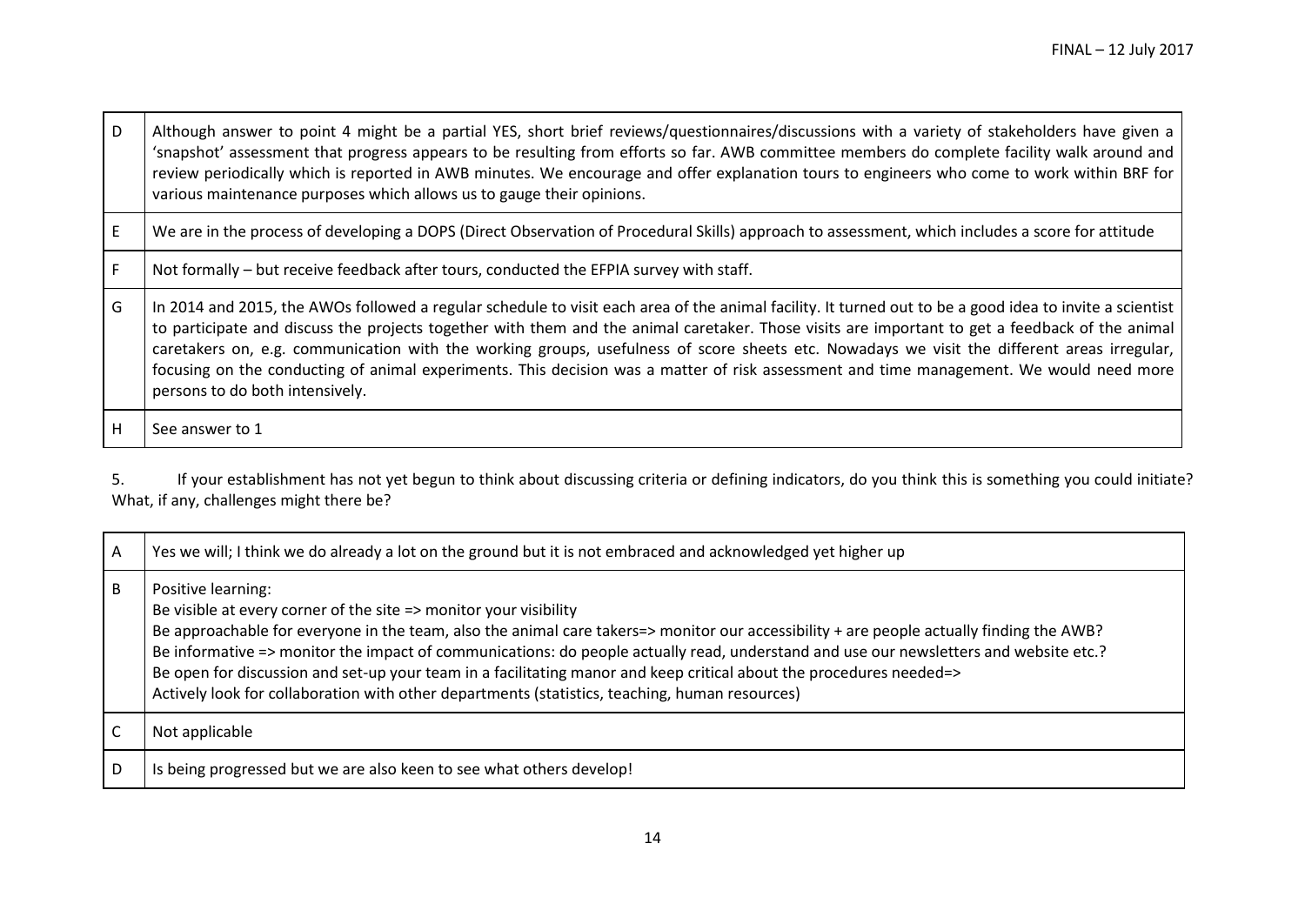| | |
|---|---|
| D | Although answer to point 4 might be a partial YES, short brief reviews/questionnaires/discussions with a variety of stakeholders have given a 'snapshot' assessment that progress appears to be resulting from efforts so far. AWB committee members do complete facility walk around and review periodically which is reported in AWB minutes. We encourage and offer explanation tours to engineers who come to work within BRF for various maintenance purposes which allows us to gauge their opinions. |
| E | We are in the process of developing a DOPS (Direct Observation of Procedural Skills) approach to assessment, which includes a score for attitude |
| F | Not formally – but receive feedback after tours, conducted the EFPIA survey with staff. |
| G | In 2014 and 2015, the AWOs followed a regular schedule to visit each area of the animal facility. It turned out to be a good idea to invite a scientist to participate and discuss the projects together with them and the animal caretaker. Those visits are important to get a feedback of the animal caretakers on, e.g. communication with the working groups, usefulness of score sheets etc. Nowadays we visit the different areas irregular, focusing on the conducting of animal experiments. This decision was a matter of risk assessment and time management. We would need more persons to do both intensively. |
| H | See answer to 1 |

5. If your establishment has not yet begun to think about discussing criteria or defining indicators, do you think this is something you could initiate? What, if any, challenges might there be?

| | |
|---|---|
| A | Yes we will; I think we do already a lot on the ground but it is not embraced and acknowledged yet higher up |
| B | Positive learning:<br>Be visible at every corner of the site => monitor your visibility<br>Be approachable for everyone in the team, also the animal care takers=> monitor our accessibility + are people actually finding the AWB?<br>Be informative => monitor the impact of communications: do people actually read, understand and use our newsletters and website etc.?<br>Be open for discussion and set-up your team in a facilitating manor and keep critical about the procedures needed=><br>Actively look for collaboration with other departments (statistics, teaching, human resources) |
| C | Not applicable |
| D | Is being progressed but we are also keen to see what others develop! |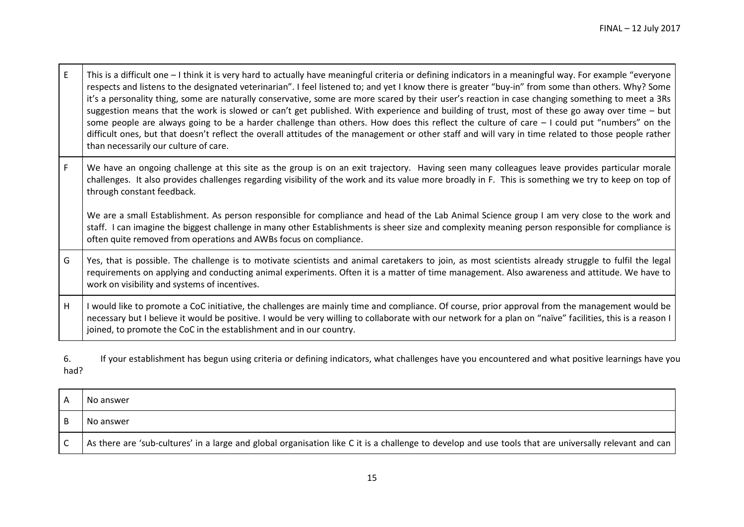| | |
|---|---|
| E | This is a difficult one – I think it is very hard to actually have meaningful criteria or defining indicators in a meaningful way. For example "everyone respects and listens to the designated veterinarian". I feel listened to; and yet I know there is greater "buy-in" from some than others. Why? Some it's a personality thing, some are naturally conservative, some are more scared by their user's reaction in case changing something to meet a 3Rs suggestion means that the work is slowed or can't get published. With experience and building of trust, most of these go away over time – but some people are always going to be a harder challenge than others. How does this reflect the culture of care – I could put "numbers" on the difficult ones, but that doesn't reflect the overall attitudes of the management or other staff and will vary in time related to those people rather than necessarily our culture of care. |
| F | We have an ongoing challenge at this site as the group is on an exit trajectory. Having seen many colleagues leave provides particular morale challenges. It also provides challenges regarding visibility of the work and its value more broadly in F. This is something we try to keep on top of through constant feedback.<br><br>We are a small Establishment. As person responsible for compliance and head of the Lab Animal Science group I am very close to the work and staff. I can imagine the biggest challenge in many other Establishments is sheer size and complexity meaning person responsible for compliance is often quite removed from operations and AWBs focus on compliance. |
| G | Yes, that is possible. The challenge is to motivate scientists and animal caretakers to join, as most scientists already struggle to fulfil the legal requirements on applying and conducting animal experiments. Often it is a matter of time management. Also awareness and attitude. We have to work on visibility and systems of incentives. |
| H | I would like to promote a CoC initiative, the challenges are mainly time and compliance. Of course, prior approval from the management would be necessary but I believe it would be positive. I would be very willing to collaborate with our network for a plan on "naïve" facilities, this is a reason I joined, to promote the CoC in the establishment and in our country. |

6. If your establishment has begun using criteria or defining indicators, what challenges have you encountered and what positive learnings have you had?

| | |
|---|---|
| A | No answer |
| B | No answer |
| C | As there are 'sub-cultures' in a large and global organisation like C it is a challenge to develop and use tools that are universally relevant and can |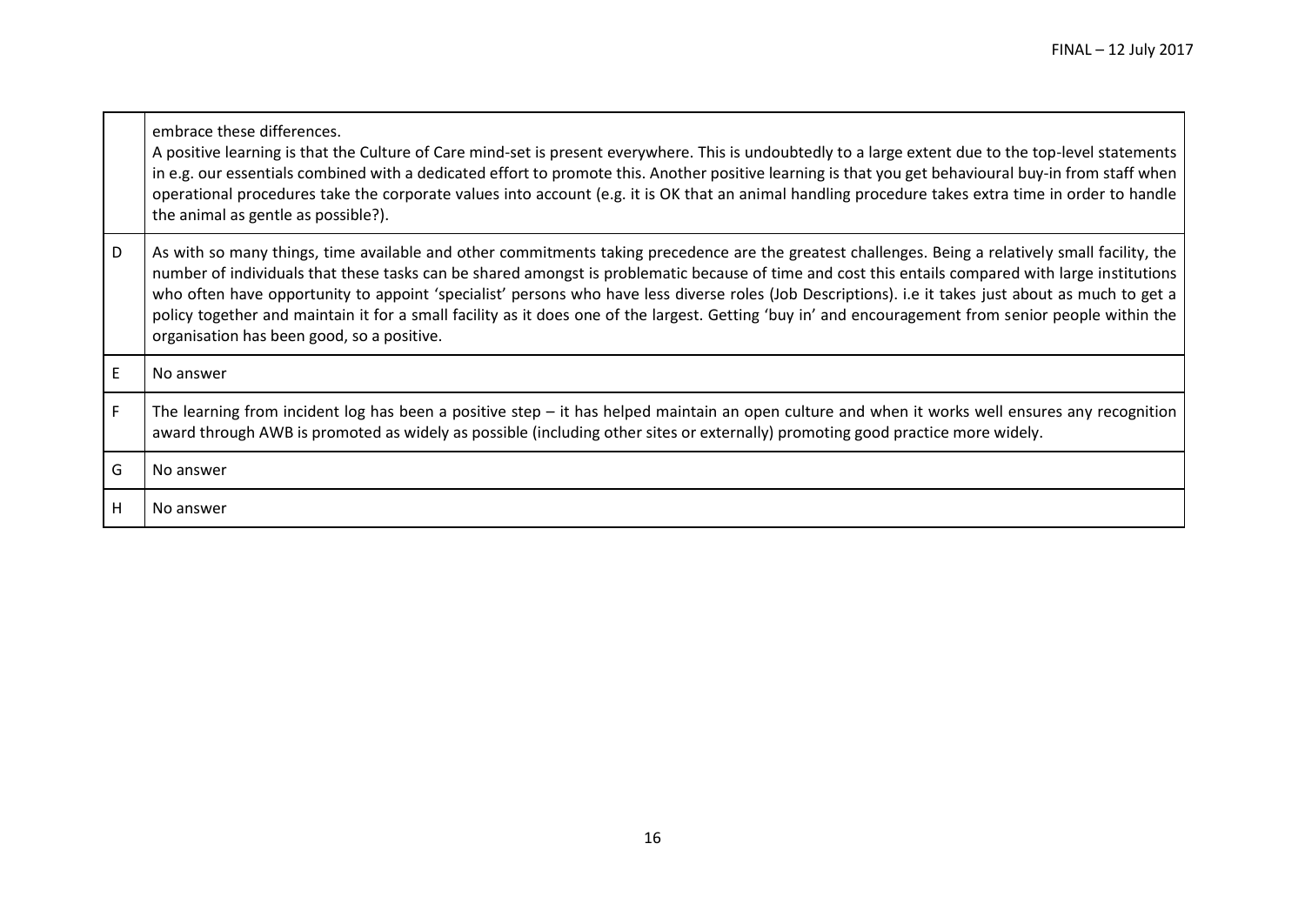| | |
|---|---|
| | embrace these differences.<br>A positive learning is that the Culture of Care mind-set is present everywhere. This is undoubtedly to a large extent due to the top-level statements in e.g. our essentials combined with a dedicated effort to promote this. Another positive learning is that you get behavioural buy-in from staff when operational procedures take the corporate values into account (e.g. it is OK that an animal handling procedure takes extra time in order to handle the animal as gentle as possible?). |
| D | As with so many things, time available and other commitments taking precedence are the greatest challenges. Being a relatively small facility, the number of individuals that these tasks can be shared amongst is problematic because of time and cost this entails compared with large institutions who often have opportunity to appoint 'specialist' persons who have less diverse roles (Job Descriptions). i.e it takes just about as much to get a policy together and maintain it for a small facility as it does one of the largest. Getting 'buy in' and encouragement from senior people within the organisation has been good, so a positive. |
| E | No answer |
| F | The learning from incident log has been a positive step – it has helped maintain an open culture and when it works well ensures any recognition award through AWB is promoted as widely as possible (including other sites or externally) promoting good practice more widely. |
| G | No answer |
| H | No answer |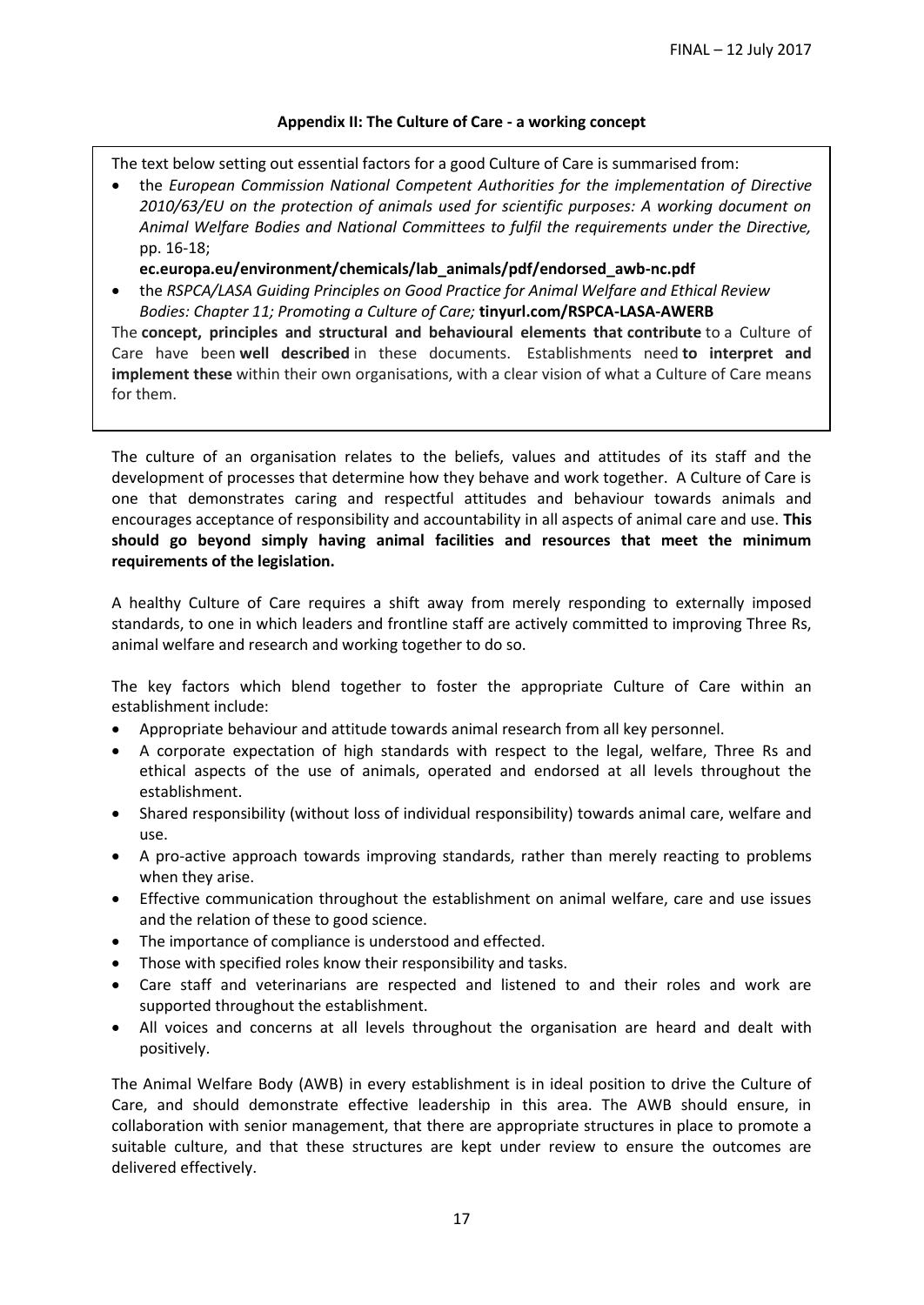### Appendix II: The Culture of Care - a working concept

The text below setting out essential factors for a good Culture of Care is summarised from:

- the *European Commission National Competent Authorities for the implementation of Directive 2010/63/EU on the protection of animals used for scientific purposes: A working document on Animal Welfare Bodies and National Committees to fulfil the requirements under the Directive,* pp. 16-18; **ec.europa.eu/environment/chemicals/lab_animals/pdf/endorsed_awb-nc.pdf**
- the *RSPCA/LASA Guiding Principles on Good Practice for Animal Welfare and Ethical Review Bodies: Chapter 11; Promoting a Culture of Care;* **tinyurl.com/RSPCA-LASA-AWERB**

The **concept, principles and structural and behavioural elements that contribute** to a Culture of Care have been **well described** in these documents. Establishments need **to interpret and implement these** within their own organisations, with a clear vision of what a Culture of Care means for them.

The culture of an organisation relates to the beliefs, values and attitudes of its staff and the development of processes that determine how they behave and work together. A Culture of Care is one that demonstrates caring and respectful attitudes and behaviour towards animals and encourages acceptance of responsibility and accountability in all aspects of animal care and use. **This should go beyond simply having animal facilities and resources that meet the minimum requirements of the legislation.**

A healthy Culture of Care requires a shift away from merely responding to externally imposed standards, to one in which leaders and frontline staff are actively committed to improving Three Rs, animal welfare and research and working together to do so.

The key factors which blend together to foster the appropriate Culture of Care within an establishment include:

- Appropriate behaviour and attitude towards animal research from all key personnel.
- A corporate expectation of high standards with respect to the legal, welfare, Three Rs and ethical aspects of the use of animals, operated and endorsed at all levels throughout the establishment.
- Shared responsibility (without loss of individual responsibility) towards animal care, welfare and use.
- A pro-active approach towards improving standards, rather than merely reacting to problems when they arise.
- Effective communication throughout the establishment on animal welfare, care and use issues and the relation of these to good science.
- The importance of compliance is understood and effected.
- Those with specified roles know their responsibility and tasks.
- Care staff and veterinarians are respected and listened to and their roles and work are supported throughout the establishment.
- All voices and concerns at all levels throughout the organisation are heard and dealt with positively.

The Animal Welfare Body (AWB) in every establishment is in ideal position to drive the Culture of Care, and should demonstrate effective leadership in this area. The AWB should ensure, in collaboration with senior management, that there are appropriate structures in place to promote a suitable culture, and that these structures are kept under review to ensure the outcomes are delivered effectively.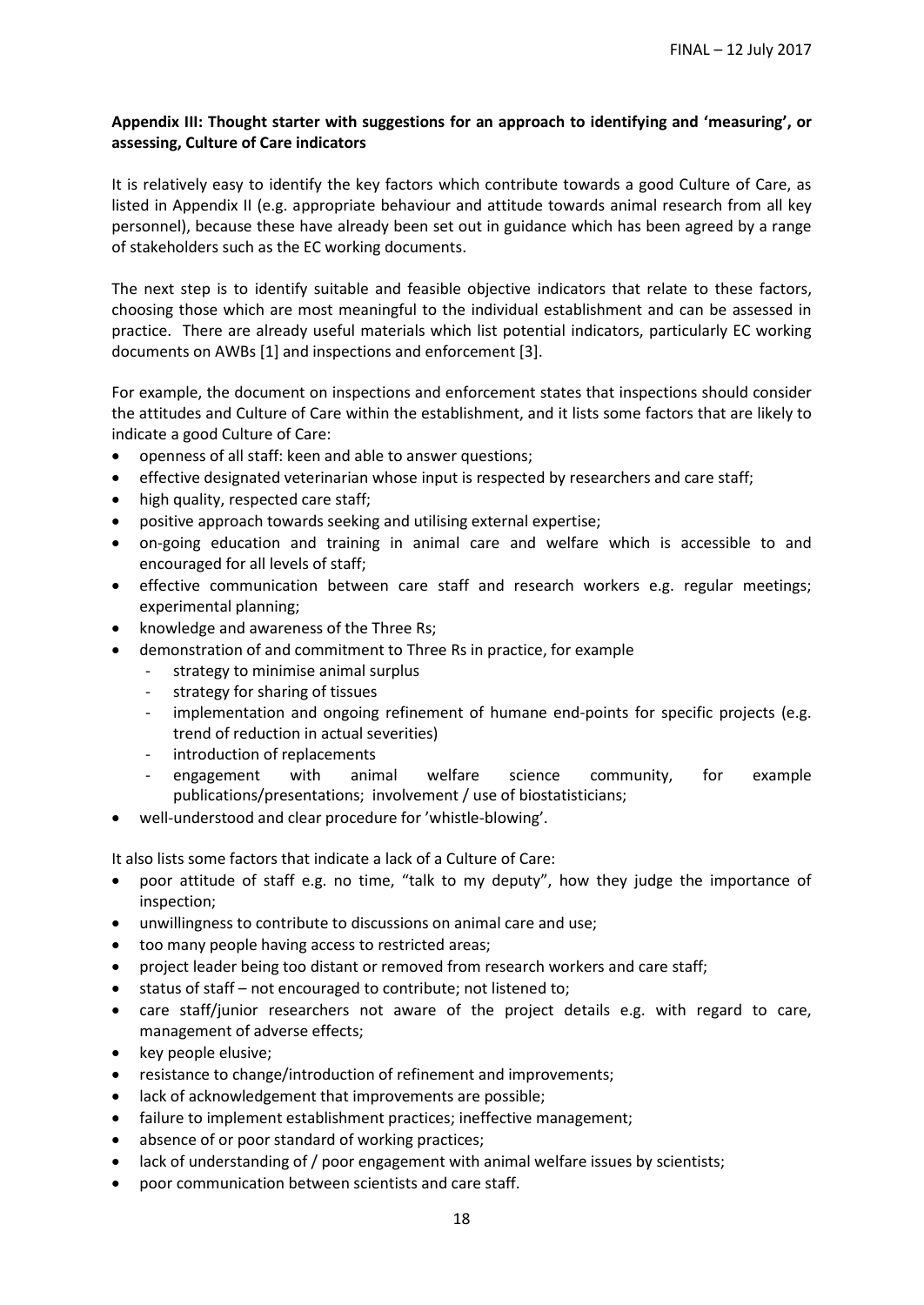**Appendix III: Thought starter with suggestions for an approach to identifying and 'measuring', or assessing, Culture of Care indicators**

It is relatively easy to identify the key factors which contribute towards a good Culture of Care, as listed in Appendix II (e.g. appropriate behaviour and attitude towards animal research from all key personnel), because these have already been set out in guidance which has been agreed by a range of stakeholders such as the EC working documents.

The next step is to identify suitable and feasible objective indicators that relate to these factors, choosing those which are most meaningful to the individual establishment and can be assessed in practice. There are already useful materials which list potential indicators, particularly EC working documents on AWBs [1] and inspections and enforcement [3].

For example, the document on inspections and enforcement states that inspections should consider the attitudes and Culture of Care within the establishment, and it lists some factors that are likely to indicate a good Culture of Care:

- openness of all staff: keen and able to answer questions;
- effective designated veterinarian whose input is respected by researchers and care staff;
- high quality, respected care staff;
- positive approach towards seeking and utilising external expertise;
- on-going education and training in animal care and welfare which is accessible to and encouraged for all levels of staff;
- effective communication between care staff and research workers e.g. regular meetings; experimental planning;
- knowledge and awareness of the Three Rs;
- demonstration of and commitment to Three Rs in practice, for example
  - strategy to minimise animal surplus
  - strategy for sharing of tissues
  - implementation and ongoing refinement of humane end-points for specific projects (e.g. trend of reduction in actual severities)
  - introduction of replacements
  - engagement with animal welfare science community, for example publications/presentations; involvement / use of biostatisticians;
- well-understood and clear procedure for 'whistle-blowing'.

It also lists some factors that indicate a lack of a Culture of Care:

- poor attitude of staff e.g. no time, "talk to my deputy", how they judge the importance of inspection;
- unwillingness to contribute to discussions on animal care and use;
- too many people having access to restricted areas;
- project leader being too distant or removed from research workers and care staff;
- status of staff – not encouraged to contribute; not listened to;
- care staff/junior researchers not aware of the project details e.g. with regard to care, management of adverse effects;
- key people elusive;
- resistance to change/introduction of refinement and improvements;
- lack of acknowledgement that improvements are possible;
- failure to implement establishment practices; ineffective management;
- absence of or poor standard of working practices;
- lack of understanding of / poor engagement with animal welfare issues by scientists;
- poor communication between scientists and care staff.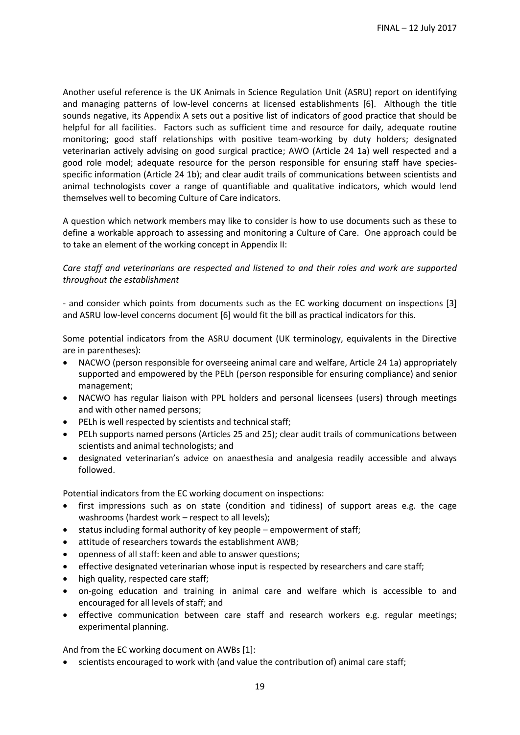Another useful reference is the UK Animals in Science Regulation Unit (ASRU) report on identifying and managing patterns of low-level concerns at licensed establishments [6]. Although the title sounds negative, its Appendix A sets out a positive list of indicators of good practice that should be helpful for all facilities. Factors such as sufficient time and resource for daily, adequate routine monitoring; good staff relationships with positive team-working by duty holders; designated veterinarian actively advising on good surgical practice; AWO (Article 24 1a) well respected and a good role model; adequate resource for the person responsible for ensuring staff have species-specific information (Article 24 1b); and clear audit trails of communications between scientists and animal technologists cover a range of quantifiable and qualitative indicators, which would lend themselves well to becoming Culture of Care indicators.

A question which network members may like to consider is how to use documents such as these to define a workable approach to assessing and monitoring a Culture of Care. One approach could be to take an element of the working concept in Appendix II:

*Care staff and veterinarians are respected and listened to and their roles and work are supported throughout the establishment*

- and consider which points from documents such as the EC working document on inspections [3] and ASRU low-level concerns document [6] would fit the bill as practical indicators for this.

Some potential indicators from the ASRU document (UK terminology, equivalents in the Directive are in parentheses):

- NACWO (person responsible for overseeing animal care and welfare, Article 24 1a) appropriately supported and empowered by the PELh (person responsible for ensuring compliance) and senior management;
- NACWO has regular liaison with PPL holders and personal licensees (users) through meetings and with other named persons;
- PELh is well respected by scientists and technical staff;
- PELh supports named persons (Articles 25 and 25); clear audit trails of communications between scientists and animal technologists; and
- designated veterinarian's advice on anaesthesia and analgesia readily accessible and always followed.

Potential indicators from the EC working document on inspections:

- first impressions such as on state (condition and tidiness) of support areas e.g. the cage washrooms (hardest work – respect to all levels);
- status including formal authority of key people – empowerment of staff;
- attitude of researchers towards the establishment AWB;
- openness of all staff: keen and able to answer questions;
- effective designated veterinarian whose input is respected by researchers and care staff;
- high quality, respected care staff;
- on-going education and training in animal care and welfare which is accessible to and encouraged for all levels of staff; and
- effective communication between care staff and research workers e.g. regular meetings; experimental planning.

And from the EC working document on AWBs [1]:

- scientists encouraged to work with (and value the contribution of) animal care staff;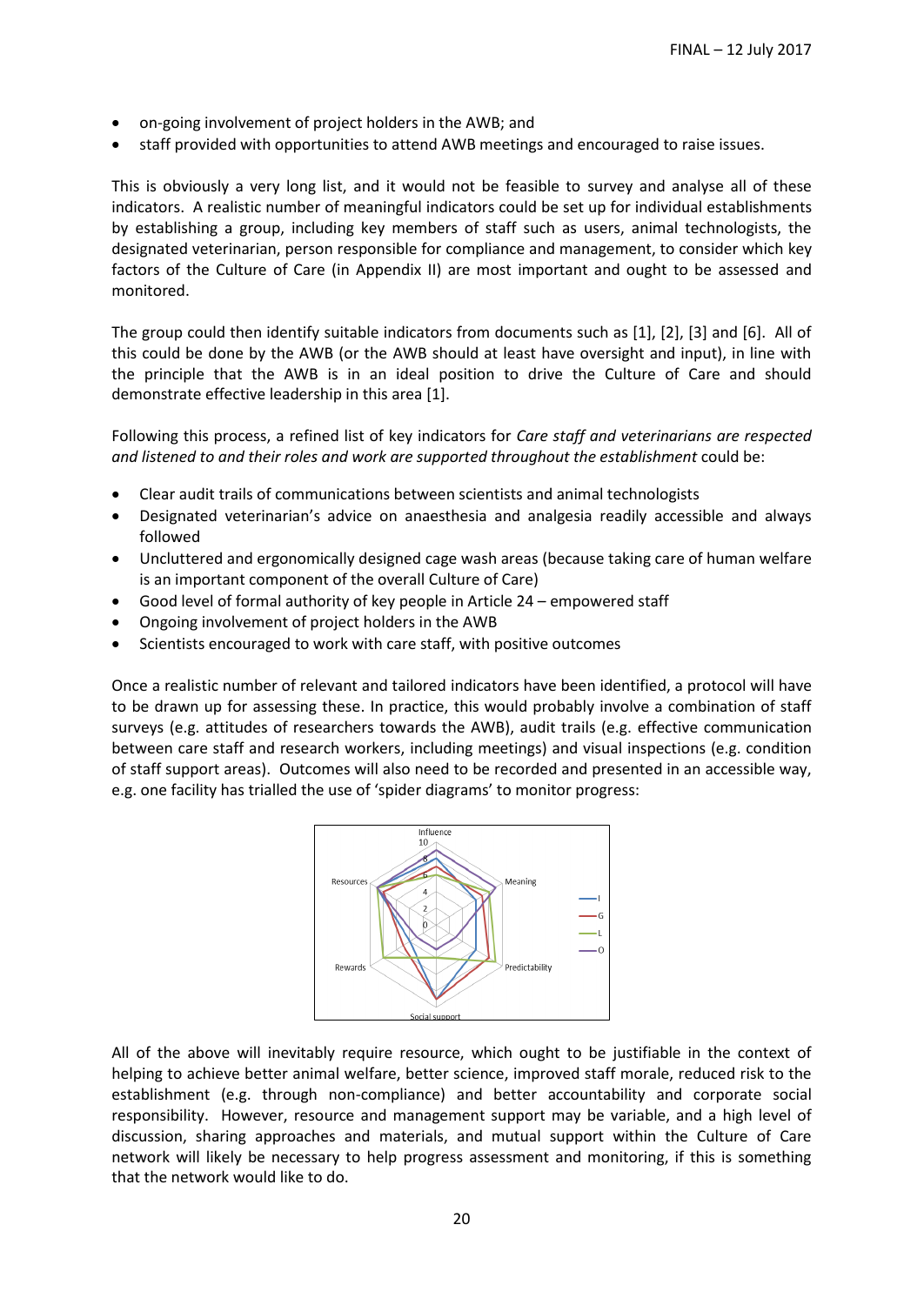- on-going involvement of project holders in the AWB; and
- staff provided with opportunities to attend AWB meetings and encouraged to raise issues.

This is obviously a very long list, and it would not be feasible to survey and analyse all of these indicators. A realistic number of meaningful indicators could be set up for individual establishments by establishing a group, including key members of staff such as users, animal technologists, the designated veterinarian, person responsible for compliance and management, to consider which key factors of the Culture of Care (in Appendix II) are most important and ought to be assessed and monitored.

The group could then identify suitable indicators from documents such as [1], [2], [3] and [6]. All of this could be done by the AWB (or the AWB should at least have oversight and input), in line with the principle that the AWB is in an ideal position to drive the Culture of Care and should demonstrate effective leadership in this area [1].

Following this process, a refined list of key indicators for *Care staff and veterinarians are respected and listened to and their roles and work are supported throughout the establishment* could be:

- Clear audit trails of communications between scientists and animal technologists
- Designated veterinarian's advice on anaesthesia and analgesia readily accessible and always followed
- Uncluttered and ergonomically designed cage wash areas (because taking care of human welfare is an important component of the overall Culture of Care)
- Good level of formal authority of key people in Article 24 – empowered staff
- Ongoing involvement of project holders in the AWB
- Scientists encouraged to work with care staff, with positive outcomes

Once a realistic number of relevant and tailored indicators have been identified, a protocol will have to be drawn up for assessing these. In practice, this would probably involve a combination of staff surveys (e.g. attitudes of researchers towards the AWB), audit trails (e.g. effective communication between care staff and research workers, including meetings) and visual inspections (e.g. condition of staff support areas). Outcomes will also need to be recorded and presented in an accessible way, e.g. one facility has trialled the use of 'spider diagrams' to monitor progress:

Influence
10
8
6
4
2
0
Meaning
Predictability
Social support
Rewards
Resources
I
G
L
O

All of the above will inevitably require resource, which ought to be justifiable in the context of helping to achieve better animal welfare, better science, improved staff morale, reduced risk to the establishment (e.g. through non-compliance) and better accountability and corporate social responsibility. However, resource and management support may be variable, and a high level of discussion, sharing approaches and materials, and mutual support within the Culture of Care network will likely be necessary to help progress assessment and monitoring, if this is something that the network would like to do.